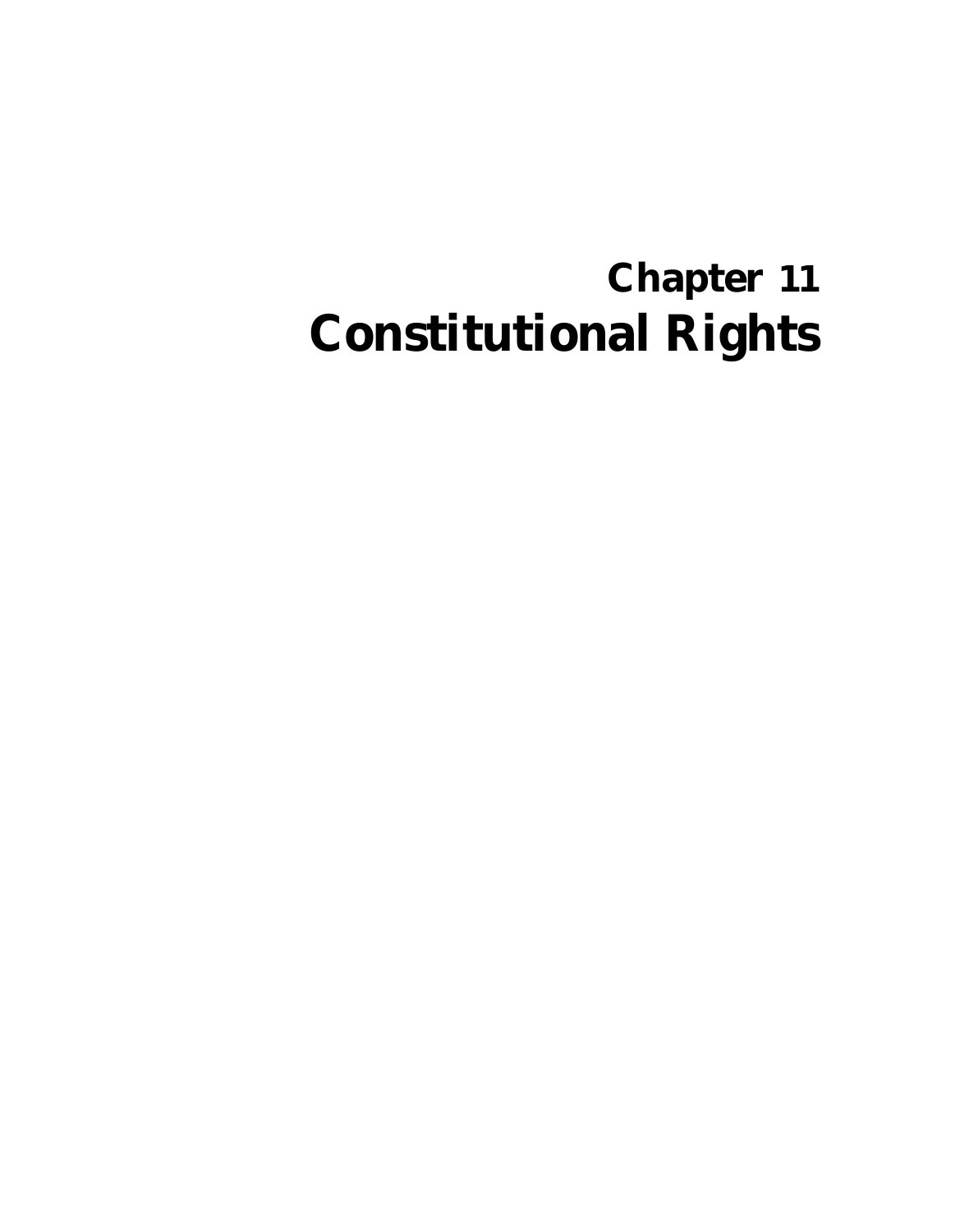# Chapter 11
# Constitutional Rights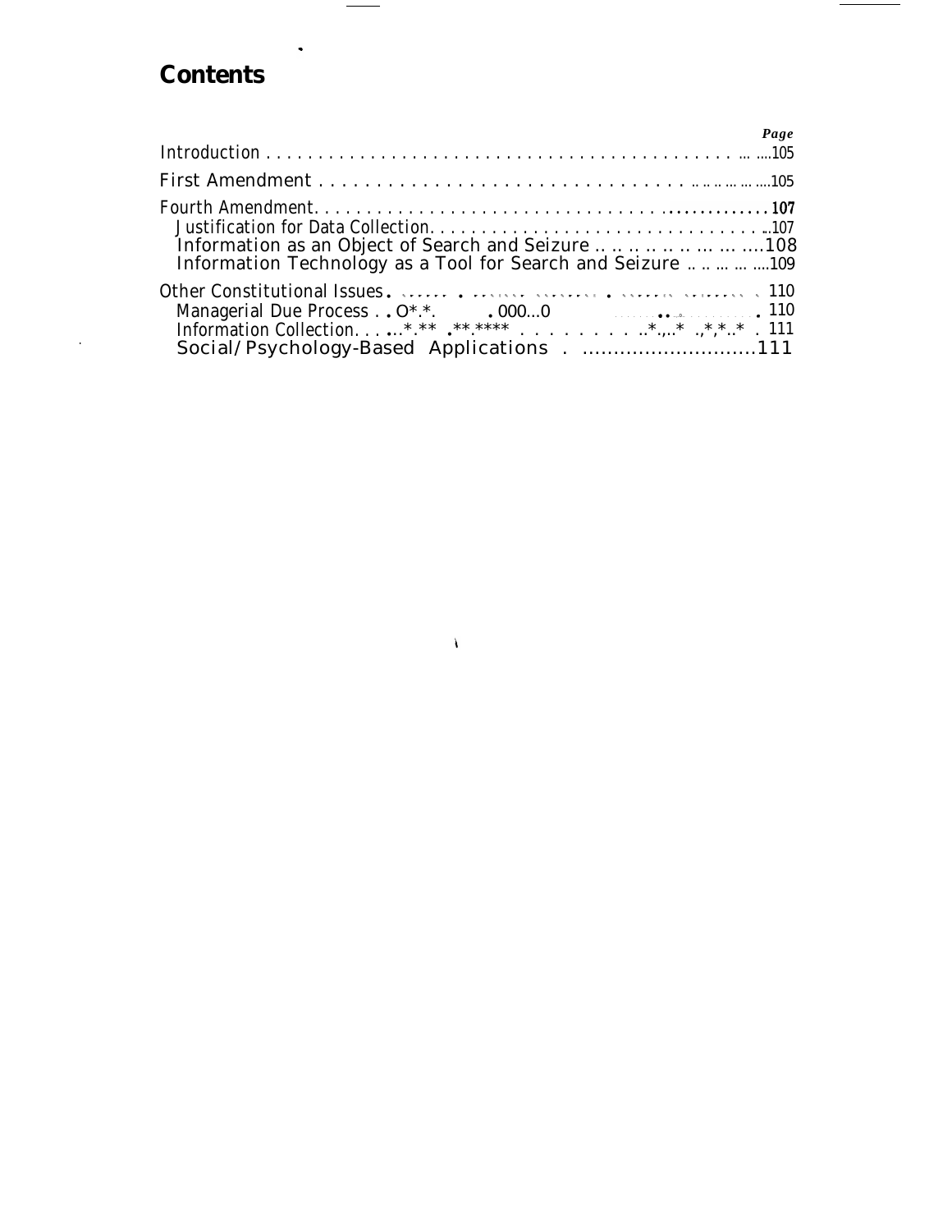# Contents

| | Page |
|---|---|
| Introduction | 105 |
| First Amendment | 105 |
| Fourth Amendment | 107 |
| Justification for Data Collection | 107 |
| Information as an Object of Search and Seizure | 108 |
| Information Technology as a Tool for Search and Seizure | 109 |
| Other Constitutional Issues | 110 |
| Managerial Due Process | 110 |
| Information Collection | 111 |
| Social/Psychology-Based Applications | 111 |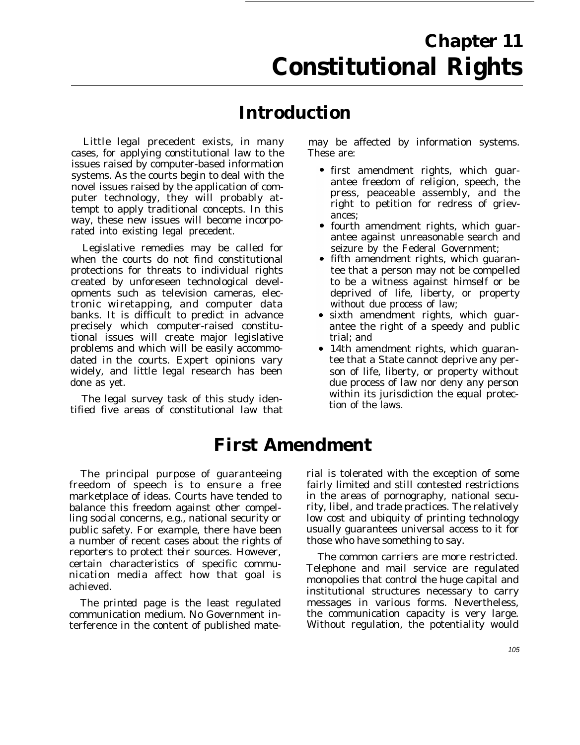# Chapter 11
# Constitutional Rights

## Introduction

Little legal precedent exists, in many cases, for applying constitutional law to the issues raised by computer-based information systems. As the courts begin to deal with the novel issues raised by the application of computer technology, they will probably attempt to apply traditional concepts. In this way, these new issues will become incorporated into existing legal precedent.

Legislative remedies may be called for when the courts do not find constitutional protections for threats to individual rights created by unforeseen technological developments such as television cameras, electronic wiretapping, and computer data banks. It is difficult to predict in advance precisely which computer-raised constitutional issues will create major legislative problems and which will be easily accommodated in the courts. Expert opinions vary widely, and little legal research has been done as yet.

The legal survey task of this study identified five areas of constitutional law that may be affected by information systems. These are:

- first amendment rights, which guarantee freedom of religion, speech, the press, peaceable assembly, and the right to petition for redress of grievances;
- fourth amendment rights, which guarantee against unreasonable search and seizure by the Federal Government;
- fifth amendment rights, which guarantee that a person may not be compelled to be a witness against himself or be deprived of life, liberty, or property without due process of law;
- sixth amendment rights, which guarantee the right of a speedy and public trial; and
- 14th amendment rights, which guarantee that a State cannot deprive any person of life, liberty, or property without due process of law nor deny any person within its jurisdiction the equal protection of the laws.

## First Amendment

The principal purpose of guaranteeing freedom of speech is to ensure a free marketplace of ideas. Courts have tended to balance this freedom against other compelling social concerns, e.g., national security or public safety. For example, there have been a number of recent cases about the rights of reporters to protect their sources. However, certain characteristics of specific communication media affect how that goal is achieved.

The printed page is the least regulated communication medium. No Government interference in the content of published material is tolerated with the exception of some fairly limited and still contested restrictions in the areas of pornography, national security, libel, and trade practices. The relatively low cost and ubiquity of printing technology usually guarantees universal access to it for those who have something to say.

The common carriers are more restricted. Telephone and mail service are regulated monopolies that control the huge capital and institutional structures necessary to carry messages in various forms. Nevertheless, the communication capacity is very large. Without regulation, the potentiality would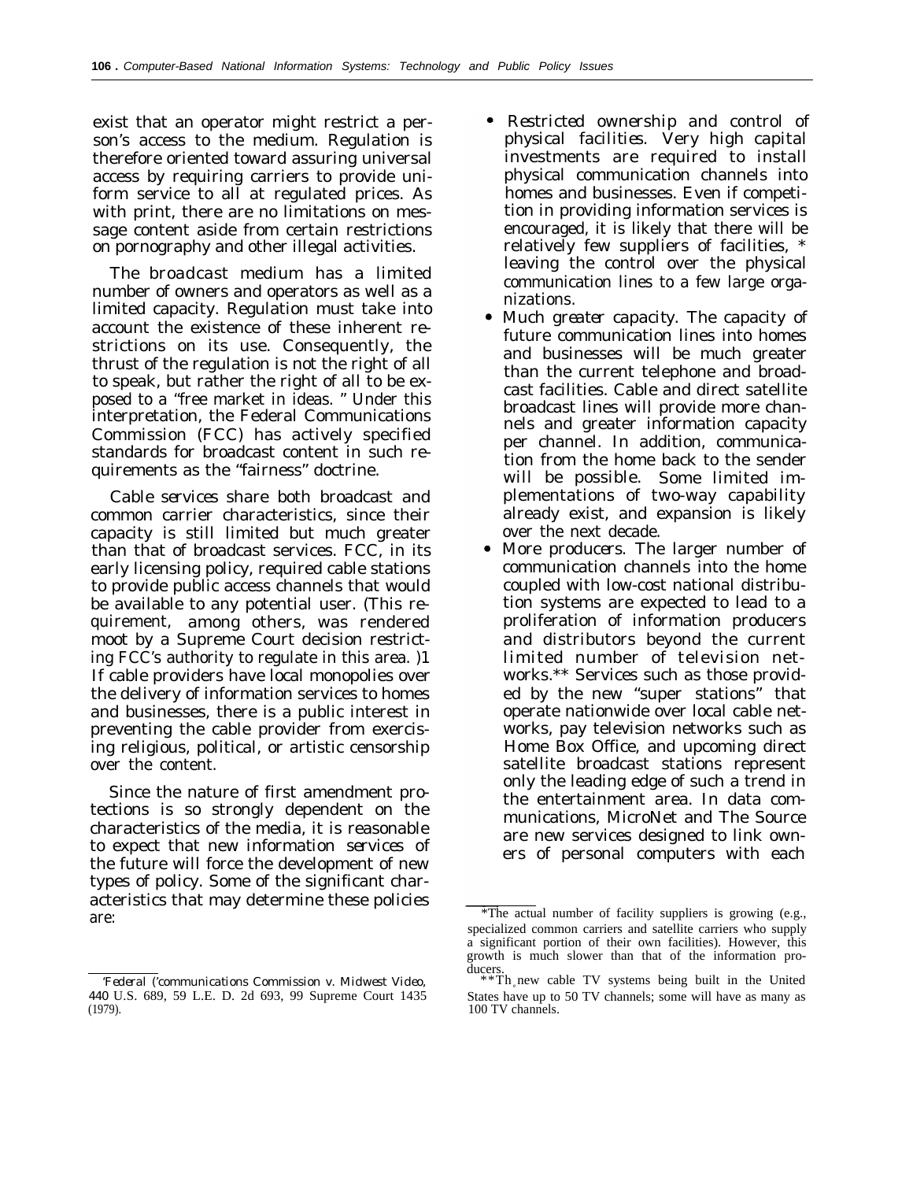exist that an operator might restrict a person's access to the medium. Regulation is therefore oriented toward assuring universal access by requiring carriers to provide uniform service to all at regulated prices. As with print, there are no limitations on message content aside from certain restrictions on pornography and other illegal activities.

The *broadcast* medium has a limited number of owners and operators as well as a limited capacity. Regulation must take into account the existence of these inherent restrictions on its use. Consequently, the thrust of the regulation is not the right of all to speak, but rather the right of all to be exposed to a "free market in ideas." Under this interpretation, the Federal Communications Commission (FCC) has actively specified standards for broadcast content in such requirements as the "fairness" doctrine.

*Cable services* share both broadcast and common carrier characteristics, since their capacity is still limited but much greater than that of broadcast services. FCC, in its early licensing policy, required cable stations to provide public access channels that would be available to any potential user. (This requirement, among others, was rendered moot by a Supreme Court decision restricting FCC's authority to regulate in this area.)[1] If cable providers have local monopolies over the delivery of information services to homes and businesses, there is a public interest in preventing the cable provider from exercising religious, political, or artistic censorship over the content.

Since the nature of first amendment protections is so strongly dependent on the characteristics of the media, it is reasonable to expect that new information services of the future will force the development of new types of policy. Some of the significant characteristics that may determine these policies are:

- *Restricted ownership and control of physical facilities.* Very high capital investments are required to install physical communication channels into homes and businesses. Even if competition in providing information services is encouraged, it is likely that there will be relatively few suppliers of facilities,* leaving the control over the physical communication lines to a few large organizations.
- *Much greater capacity.* The capacity of future communication lines into homes and businesses will be much greater than the current telephone and broadcast facilities. Cable and direct satellite broadcast lines will provide more channels and greater information capacity per channel. In addition, communication from the home back to the sender will be possible. Some limited implementations of two-way capability already exist, and expansion is likely over the next decade.
- *More producers.* The larger number of communication channels into the home coupled with low-cost national distribution systems are expected to lead to a proliferation of information producers and distributors beyond the current limited number of television networks.** Services such as those provided by the new "super stations" that operate nationwide over local cable networks, pay television networks such as Home Box Office, and upcoming direct satellite broadcast stations represent only the leading edge of such a trend in the entertainment area. In data communications, MicroNet and The Source are new services designed to link owners of personal computers with each

---

[1] *Federal Communications Commission v. Midwest Video*, 440 U.S. 689, 59 L.E. D. 2d 693, 99 Supreme Court 1435 (1979).

*The actual number of facility suppliers is growing (e.g., specialized common carriers and satellite carriers who supply a significant portion of their own facilities). However, this growth is much slower than that of the information producers.

**The new cable TV systems being built in the United States have up to 50 TV channels; some will have as many as 100 TV channels.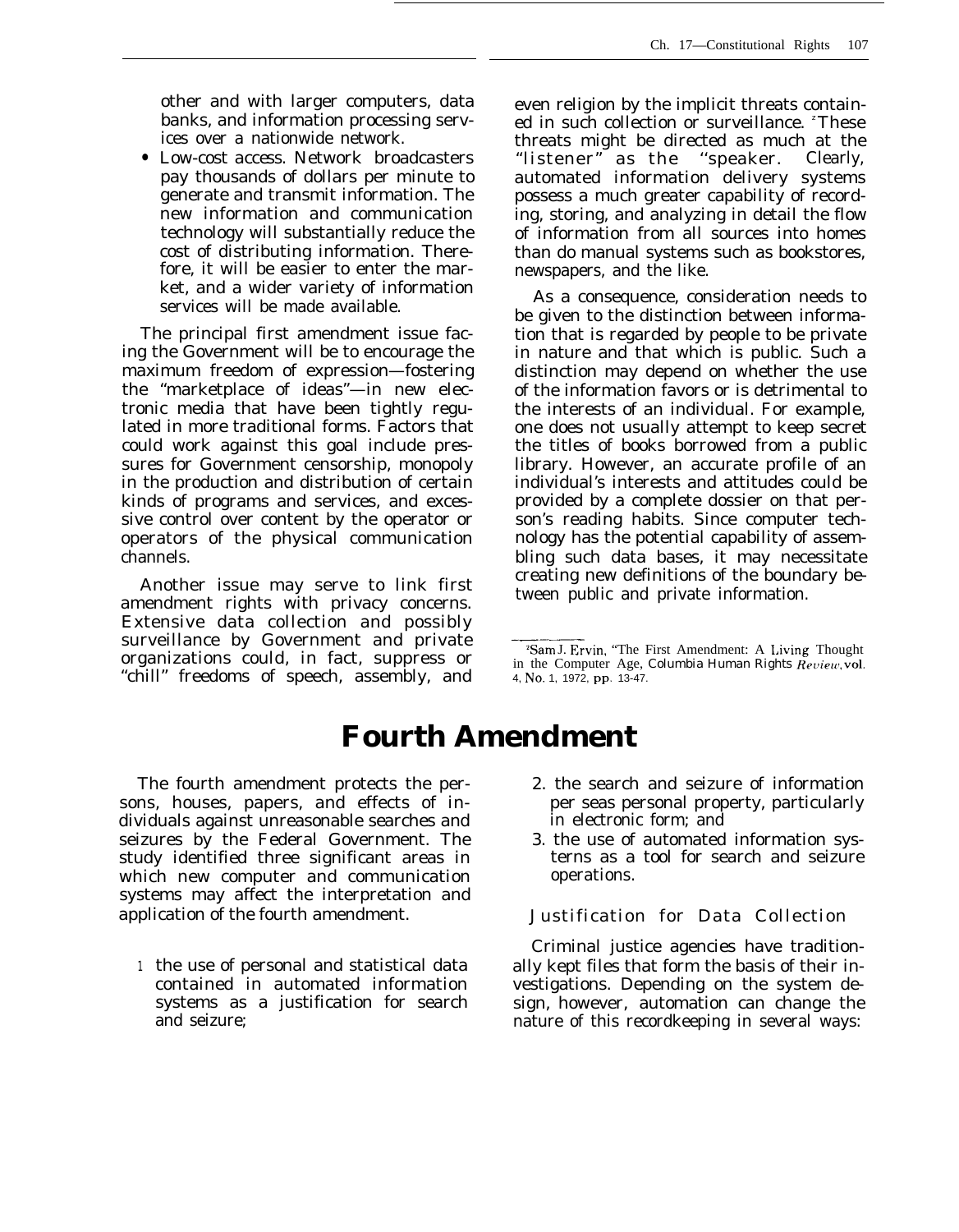other and with larger computers, data banks, and information processing services over a nationwide network.

- Low-cost access. Network broadcasters pay thousands of dollars per minute to generate and transmit information. The new information and communication technology will substantially reduce the cost of distributing information. Therefore, it will be easier to enter the market, and a wider variety of information services will be made available.

The principal first amendment issue facing the Government will be to encourage the maximum freedom of expression—fostering the "marketplace of ideas"—in new electronic media that have been tightly regulated in more traditional forms. Factors that could work against this goal include pressures for Government censorship, monopoly in the production and distribution of certain kinds of programs and services, and excessive control over content by the operator or operators of the physical communication channels.

Another issue may serve to link first amendment rights with privacy concerns. Extensive data collection and possibly surveillance by Government and private organizations could, in fact, suppress or "chill" freedoms of speech, assembly, and even religion by the implicit threats contained in such collection or surveillance.[2] These threats might be directed as much at the "listener" as the "speaker." Clearly, automated information delivery systems possess a much greater capability of recording, storing, and analyzing in detail the flow of information from all sources into homes than do manual systems such as bookstores, newspapers, and the like.

As a consequence, consideration needs to be given to the distinction between information that is regarded by people to be private in nature and that which is public. Such a distinction may depend on whether the use of the information favors or is detrimental to the interests of an individual. For example, one does not usually attempt to keep secret the titles of books borrowed from a public library. However, an accurate profile of an individual's interests and attitudes could be provided by a complete dossier on that person's reading habits. Since computer technology has the potential capability of assembling such data bases, it may necessitate creating new definitions of the boundary between public and private information.

[2] Sam J. Ervin, "The First Amendment: A Living Thought in the Computer Age, Columbia Human Rights *Review*, vol. 4, No. 1, 1972, pp. 13-47.

# Fourth Amendment

The fourth amendment protects the persons, houses, papers, and effects of individuals against unreasonable searches and seizures by the Federal Government. The study identified three significant areas in which new computer and communication systems may affect the interpretation and application of the fourth amendment.

1. the use of personal and statistical data contained in automated information systems as a justification for search and seizure;
2. the search and seizure of information per seas personal property, particularly in electronic form; and
3. the use of automated information systems as a tool for search and seizure operations.

### Justification for Data Collection

Criminal justice agencies have traditionally kept files that form the basis of their investigations. Depending on the system design, however, automation can change the nature of this recordkeeping in several ways: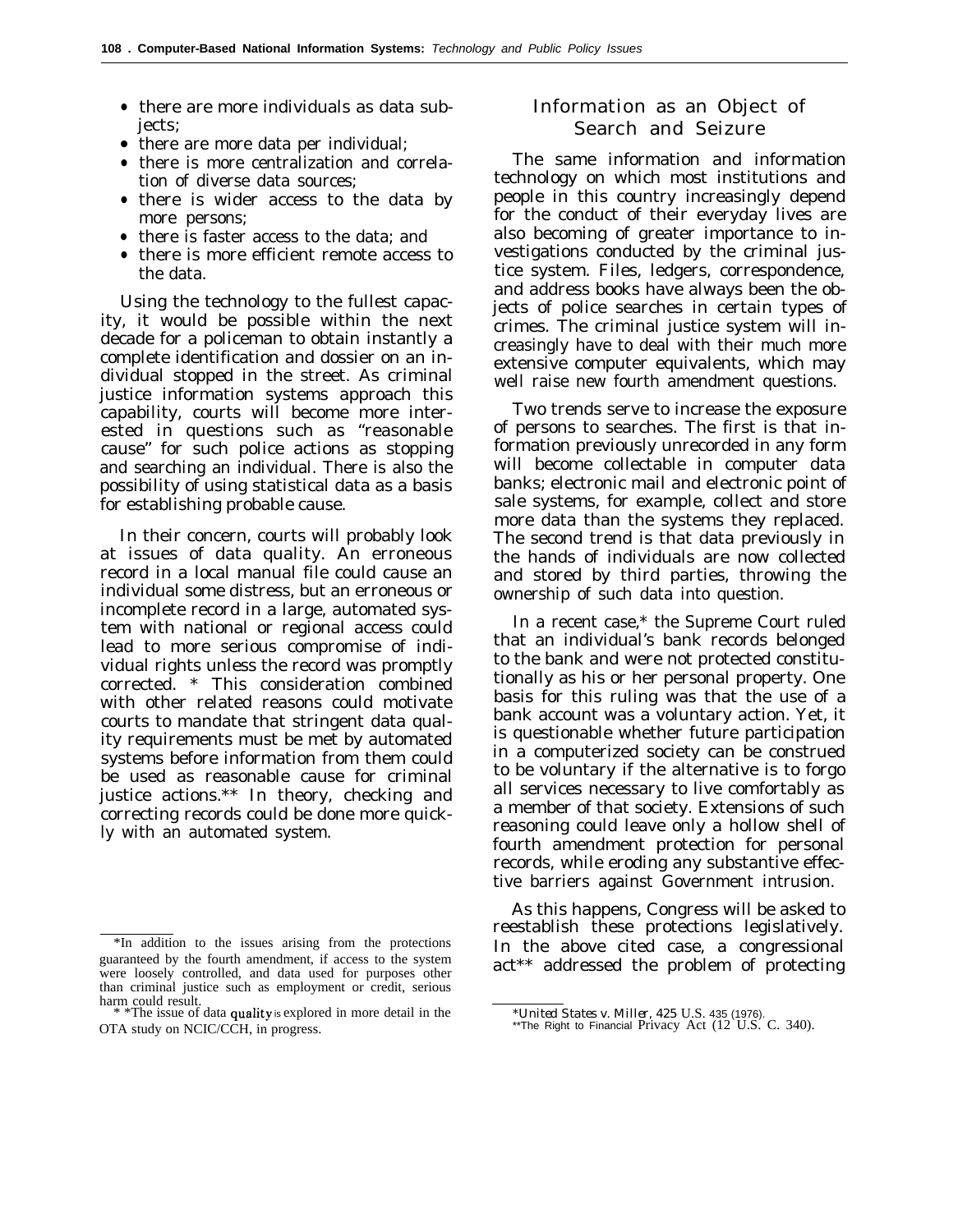- there are more individuals as data subjects;
- there are more data per individual;
- there is more centralization and correlation of diverse data sources;
- there is wider access to the data by more persons;
- there is faster access to the data; and
- there is more efficient remote access to the data.

Using the technology to the fullest capacity, it would be possible within the next decade for a policeman to obtain instantly a complete identification and dossier on an individual stopped in the street. As criminal justice information systems approach this capability, courts will become more interested in questions such as "reasonable cause" for such police actions as stopping and searching an individual. There is also the possibility of using statistical data as a basis for establishing probable cause.

In their concern, courts will probably look at issues of data quality. An erroneous record in a local manual file could cause an individual some distress, but an erroneous or incomplete record in a large, automated system with national or regional access could lead to more serious compromise of individual rights unless the record was promptly corrected. * This consideration combined with other related reasons could motivate courts to mandate that stringent data quality requirements must be met by automated systems before information from them could be used as reasonable cause for criminal justice actions.** In theory, checking and correcting records could be done more quickly with an automated system.

*In addition to the issues arising from the protections guaranteed by the fourth amendment, if access to the system were loosely controlled, and data used for purposes other than criminal justice such as employment or credit, serious harm could result.

**The issue of data quality is explored in more detail in the OTA study on NCIC/CCH, in progress.

## Information as an Object of Search and Seizure

The same information and information technology on which most institutions and people in this country increasingly depend for the conduct of their everyday lives are also becoming of greater importance to investigations conducted by the criminal justice system. Files, ledgers, correspondence, and address books have always been the objects of police searches in certain types of crimes. The criminal justice system will increasingly have to deal with their much more extensive computer equivalents, which may well raise new fourth amendment questions.

Two trends serve to increase the exposure of persons to searches. The first is that information previously unrecorded in any form will become collectable in computer data banks; electronic mail and electronic point of sale systems, for example, collect and store more data than the systems they replaced. The second trend is that data previously in the hands of individuals are now collected and stored by third parties, throwing the ownership of such data into question.

In a recent case,* the Supreme Court ruled that an individual's bank records belonged to the bank and were not protected constitutionally as his or her personal property. One basis for this ruling was that the use of a bank account was a voluntary action. Yet, it is questionable whether future participation in a computerized society can be construed to be voluntary if the alternative is to forgo all services necessary to live comfortably as a member of that society. Extensions of such reasoning could leave only a hollow shell of fourth amendment protection for personal records, while eroding any substantive effective barriers against Government intrusion.

As this happens, Congress will be asked to reestablish these protections legislatively. In the above cited case, a congressional act** addressed the problem of protecting

*_United States v. Miller_, 425 U.S. 435 (1976).

**The Right to Financial Privacy Act (12 U.S. C. 340).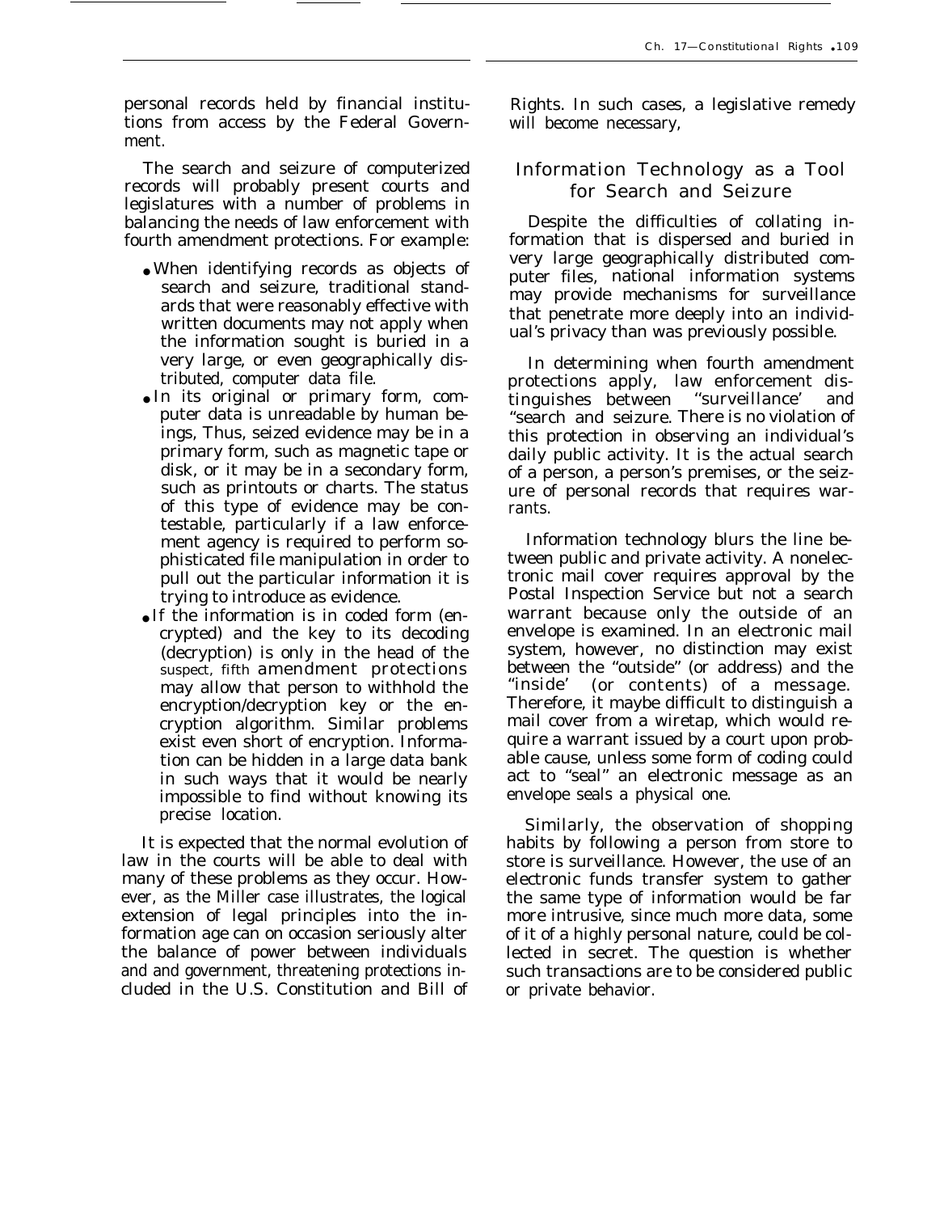personal records held by financial institutions from access by the Federal Government.

The search and seizure of computerized records will probably present courts and legislatures with a number of problems in balancing the needs of law enforcement with fourth amendment protections. For example:

- When identifying records as objects of search and seizure, traditional standards that were reasonably effective with written documents may not apply when the information sought is buried in a very large, or even geographically distributed, computer data file.
- In its original or primary form, computer data is unreadable by human beings, Thus, seized evidence may be in a primary form, such as magnetic tape or disk, or it may be in a secondary form, such as printouts or charts. The status of this type of evidence may be contestable, particularly if a law enforcement agency is required to perform sophisticated file manipulation in order to pull out the particular information it is trying to introduce as evidence.
- If the information is in coded form (encrypted) and the key to its decoding (decryption) is only in the head of the suspect, fifth amendment protections may allow that person to withhold the encryption/decryption key or the encryption algorithm. Similar problems exist even short of encryption. Information can be hidden in a large data bank in such ways that it would be nearly impossible to find without knowing its precise location.

It is expected that the normal evolution of law in the courts will be able to deal with many of these problems as they occur. However, as the Miller case illustrates, the logical extension of legal principles into the information age can on occasion seriously alter the balance of power between individuals and and government, threatening protections included in the U.S. Constitution and Bill of Rights. In such cases, a legislative remedy will become necessary,

## Information Technology as a Tool for Search and Seizure

Despite the difficulties of collating information that is dispersed and buried in very large geographically distributed computer files, national information systems may provide mechanisms for surveillance that penetrate more deeply into an individual's privacy than was previously possible.

In determining when fourth amendment protections apply, law enforcement distinguishes between "surveillance' and "search and seizure. There is no violation of this protection in observing an individual's daily public activity. It is the actual search of a person, a person's premises, or the seizure of personal records that requires warrants.

Information technology blurs the line between public and private activity. A nonelectronic mail cover requires approval by the Postal Inspection Service but not a search warrant because only the outside of an envelope is examined. In an electronic mail system, however, no distinction may exist between the "outside" (or address) and the "inside' (or contents) of a message. Therefore, it maybe difficult to distinguish a mail cover from a wiretap, which would require a warrant issued by a court upon probable cause, unless some form of coding could act to "seal" an electronic message as an envelope seals a physical one.

Similarly, the observation of shopping habits by following a person from store to store is surveillance. However, the use of an electronic funds transfer system to gather the same type of information would be far more intrusive, since much more data, some of it of a highly personal nature, could be collected in secret. The question is whether such transactions are to be considered public or private behavior.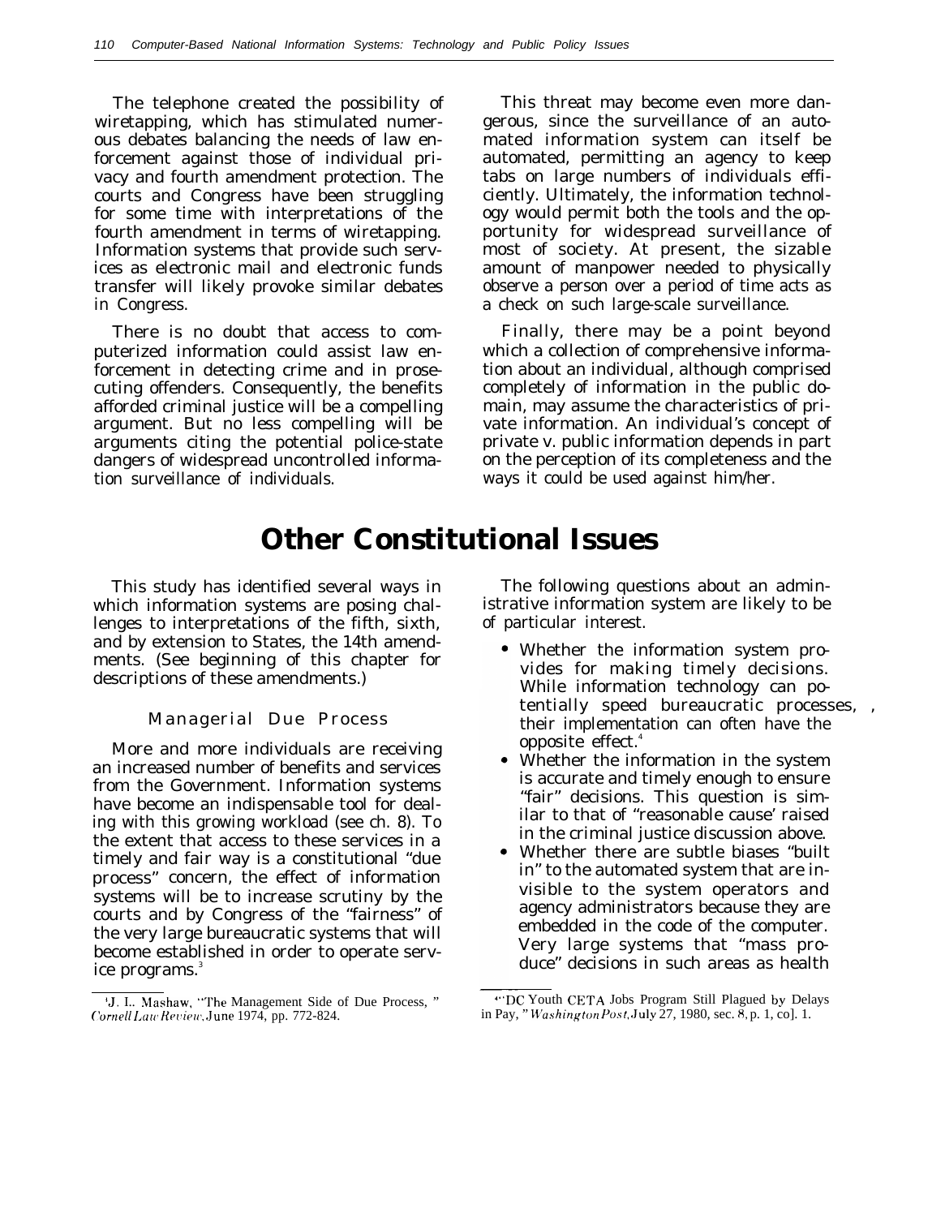The telephone created the possibility of wiretapping, which has stimulated numerous debates balancing the needs of law enforcement against those of individual privacy and fourth amendment protection. The courts and Congress have been struggling for some time with interpretations of the fourth amendment in terms of wiretapping. Information systems that provide such services as electronic mail and electronic funds transfer will likely provoke similar debates in Congress.

There is no doubt that access to computerized information could assist law enforcement in detecting crime and in prosecuting offenders. Consequently, the benefits afforded criminal justice will be a compelling argument. But no less compelling will be arguments citing the potential police-state dangers of widespread uncontrolled information surveillance of individuals.

This threat may become even more dangerous, since the surveillance of an automated information system can itself be automated, permitting an agency to keep tabs on large numbers of individuals efficiently. Ultimately, the information technology would permit both the tools and the opportunity for widespread surveillance of most of society. At present, the sizable amount of manpower needed to physically observe a person over a period of time acts as a check on such large-scale surveillance.

Finally, there may be a point beyond which a collection of comprehensive information about an individual, although comprised completely of information in the public domain, may assume the characteristics of private information. An individual's concept of private v. public information depends in part on the perception of its completeness and the ways it could be used against him/her.

# Other Constitutional Issues

This study has identified several ways in which information systems are posing challenges to interpretations of the fifth, sixth, and by extension to States, the 14th amendments. (See beginning of this chapter for descriptions of these amendments.)

### Managerial Due Process

More and more individuals are receiving an increased number of benefits and services from the Government. Information systems have become an indispensable tool for dealing with this growing workload (see ch. 8). To the extent that access to these services in a timely and fair way is a constitutional "due process" concern, the effect of information systems will be to increase scrutiny by the courts and by Congress of the "fairness" of the very large bureaucratic systems that will become established in order to operate service programs.[3]

The following questions about an administrative information system are likely to be of particular interest.

- Whether the information system provides for making timely decisions. While information technology can potentially speed bureaucratic processes, , their implementation can often have the opposite effect.[4]
- Whether the information in the system is accurate and timely enough to ensure "fair" decisions. This question is similar to that of "reasonable cause' raised in the criminal justice discussion above.
- Whether there are subtle biases "built in" to the automated system that are invisible to the system operators and agency administrators because they are embedded in the code of the computer. Very large systems that "mass produce" decisions in such areas as health

---

[3] J. L. Mashaw, "The Management Side of Due Process, " *Cornell Law Review*, June 1974, pp. 772-824.

[4] "DC Youth CETA Jobs Program Still Plagued by Delays in Pay, " *Washington Post*, July 27, 1980, sec. 8, p. 1, co]. 1.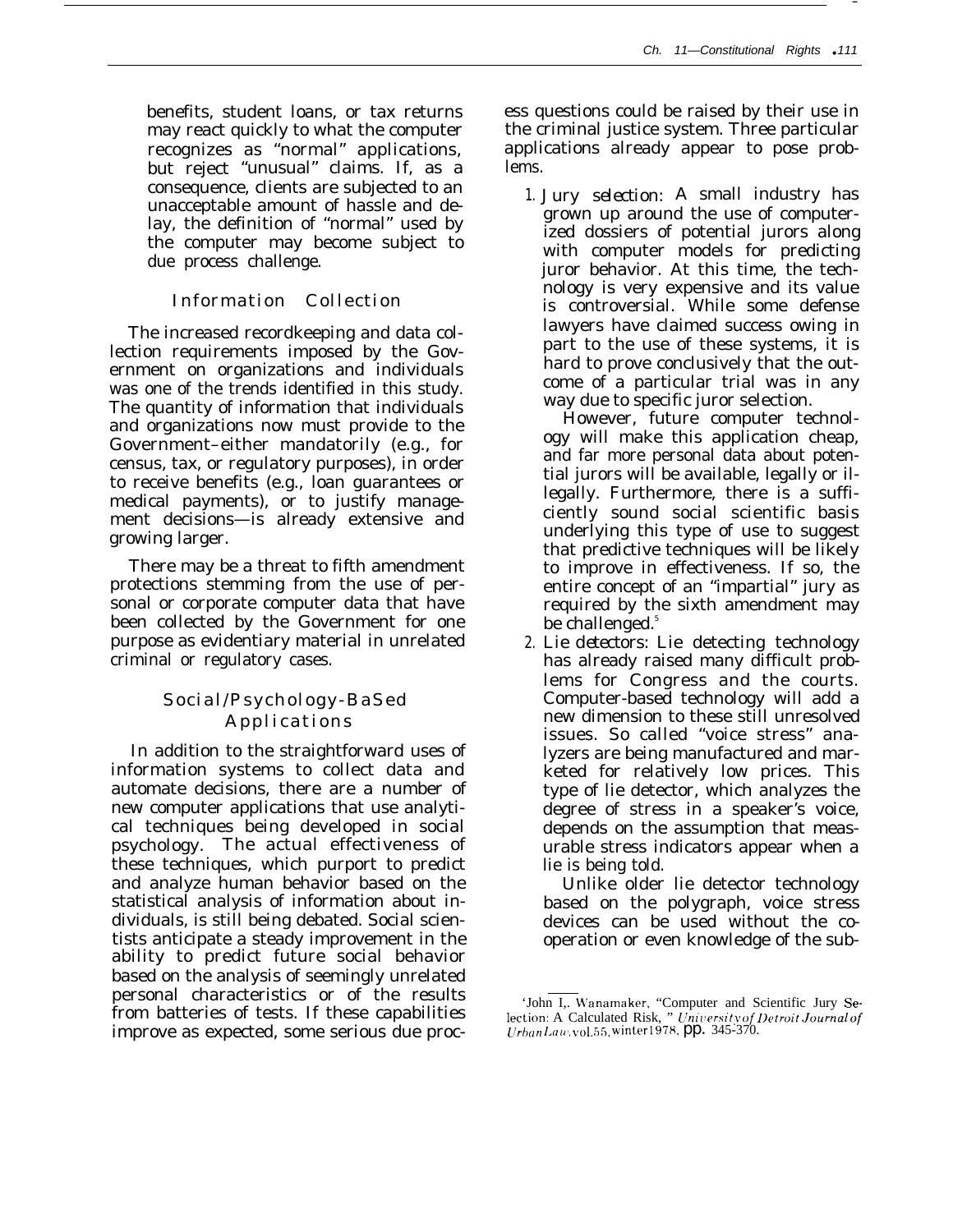benefits, student loans, or tax returns may react quickly to what the computer recognizes as "normal" applications, but reject "unusual" claims. If, as a consequence, clients are subjected to an unacceptable amount of hassle and delay, the definition of "normal" used by the computer may become subject to due process challenge.

### Information Collection

The increased recordkeeping and data collection requirements imposed by the Government on organizations and individuals was one of the trends identified in this study. The quantity of information that individuals and organizations now must provide to the Government–either mandatorily (e.g., for census, tax, or regulatory purposes), in order to receive benefits (e.g., loan guarantees or medical payments), or to justify management decisions—is already extensive and growing larger.

There may be a threat to fifth amendment protections stemming from the use of personal or corporate computer data that have been collected by the Government for one purpose as evidentiary material in unrelated criminal or regulatory cases.

### Social/Psychology-Based Applications

In addition to the straightforward uses of information systems to collect data and automate decisions, there are a number of new computer applications that use analytical techniques being developed in social psychology. The actual effectiveness of these techniques, which purport to predict and analyze human behavior based on the statistical analysis of information about individuals, is still being debated. Social scientists anticipate a steady improvement in the ability to predict future social behavior based on the analysis of seemingly unrelated personal characteristics or of the results from batteries of tests. If these capabilities improve as expected, some serious due process questions could be raised by their use in the criminal justice system. Three particular applications already appear to pose problems.

1. *Jury selection:* A small industry has grown up around the use of computerized dossiers of potential jurors along with computer models for predicting juror behavior. At this time, the technology is very expensive and its value is controversial. While some defense lawyers have claimed success owing in part to the use of these systems, it is hard to prove conclusively that the outcome of a particular trial was in any way due to specific juror selection.

   However, future computer technology will make this application cheap, and far more personal data about potential jurors will be available, legally or illegally. Furthermore, there is a sufficiently sound social scientific basis underlying this type of use to suggest that predictive techniques will be likely to improve in effectiveness. If so, the entire concept of an "impartial" jury as required by the sixth amendment may be challenged.[5]

2. *Lie detectors:* Lie detecting technology has already raised many difficult problems for Congress and the courts. Computer-based technology will add a new dimension to these still unresolved issues. So called "voice stress" analyzers are being manufactured and marketed for relatively low prices. This type of lie detector, which analyzes the degree of stress in a speaker's voice, depends on the assumption that measurable stress indicators appear when a lie is being told.

   Unlike older lie detector technology based on the polygraph, voice stress devices can be used without the cooperation or even knowledge of the sub-

---

[5] John I,. Wanamaker, "Computer and Scientific Jury Selection: A Calculated Risk, " *University of Detroit Journal of Urban Law*, vol. 55, winter 1978, pp. 345-370.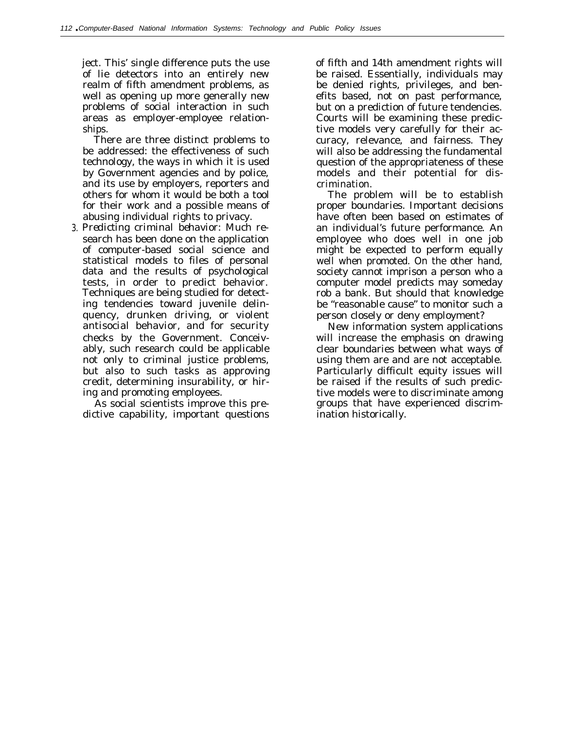ject. This' single difference puts the use of lie detectors into an entirely new realm of fifth amendment problems, as well as opening up more generally new problems of social interaction in such areas as employer-employee relationships.

There are three distinct problems to be addressed: the effectiveness of such technology, the ways in which it is used by Government agencies and by police, and its use by employers, reporters and others for whom it would be both a tool for their work and a possible means of abusing individual rights to privacy.

3. *Predicting criminal behavior:* Much research has been done on the application of computer-based social science and statistical models to files of personal data and the results of psychological tests, in order to predict behavior. Techniques are being studied for detecting tendencies toward juvenile delinquency, drunken driving, or violent antisocial behavior, and for security checks by the Government. Conceivably, such research could be applicable not only to criminal justice problems, but also to such tasks as approving credit, determining insurability, or hiring and promoting employees.

   As social scientists improve this predictive capability, important questions of fifth and 14th amendment rights will be raised. Essentially, individuals may be denied rights, privileges, and benefits based, not on past performance, but on a prediction of future tendencies. Courts will be examining these predictive models very carefully for their accuracy, relevance, and fairness. They will also be addressing the fundamental question of the appropriateness of these models and their potential for discrimination.

   The problem will be to establish proper boundaries. Important decisions have often been based on estimates of an individual's future performance. An employee who does well in one job might be expected to perform equally well when promoted. On the other hand, society cannot imprison a person who a computer model predicts may someday rob a bank. But should that knowledge be "reasonable cause" to monitor such a person closely or deny employment?

   New information system applications will increase the emphasis on drawing clear boundaries between what ways of using them are and are not acceptable. Particularly difficult equity issues will be raised if the results of such predictive models were to discriminate among groups that have experienced discrimination historically.